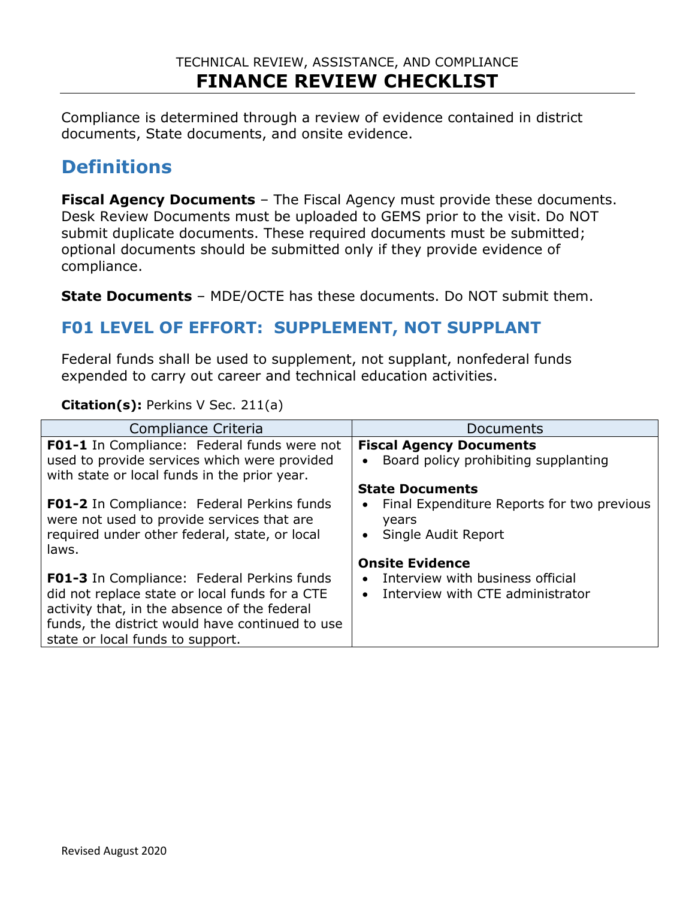TECHNICAL REVIEW, ASSISTANCE, AND COMPLIANCE

# FINANCE REVIEW CHECKLIST

Compliance is determined through a review of evidence contained in district documents, State documents, and onsite evidence.

## Definitions

**Fiscal Agency Documents** – The Fiscal Agency must provide these documents. Desk Review Documents must be uploaded to GEMS prior to the visit. Do NOT submit duplicate documents. These required documents must be submitted; optional documents should be submitted only if they provide evidence of compliance.

**State Documents** – MDE/OCTE has these documents. Do NOT submit them.

## F01 LEVEL OF EFFORT: SUPPLEMENT, NOT SUPPLANT

Federal funds shall be used to supplement, not supplant, nonfederal funds expended to carry out career and technical education activities.

**Citation(s):** Perkins V Sec. 211(a)

| Compliance Criteria | Documents |
| --- | --- |
| **F01-1** In Compliance: Federal funds were not used to provide services which were provided with state or local funds in the prior year.<br><br>**F01-2** In Compliance: Federal Perkins funds were not used to provide services that are required under other federal, state, or local laws.<br><br>**F01-3** In Compliance: Federal Perkins funds did not replace state or local funds for a CTE activity that, in the absence of the federal funds, the district would have continued to use state or local funds to support. | **Fiscal Agency Documents**<br>• Board policy prohibiting supplanting<br><br>**State Documents**<br>• Final Expenditure Reports for two previous years<br>• Single Audit Report<br><br>**Onsite Evidence**<br>• Interview with business official<br>• Interview with CTE administrator |

Revised August 2020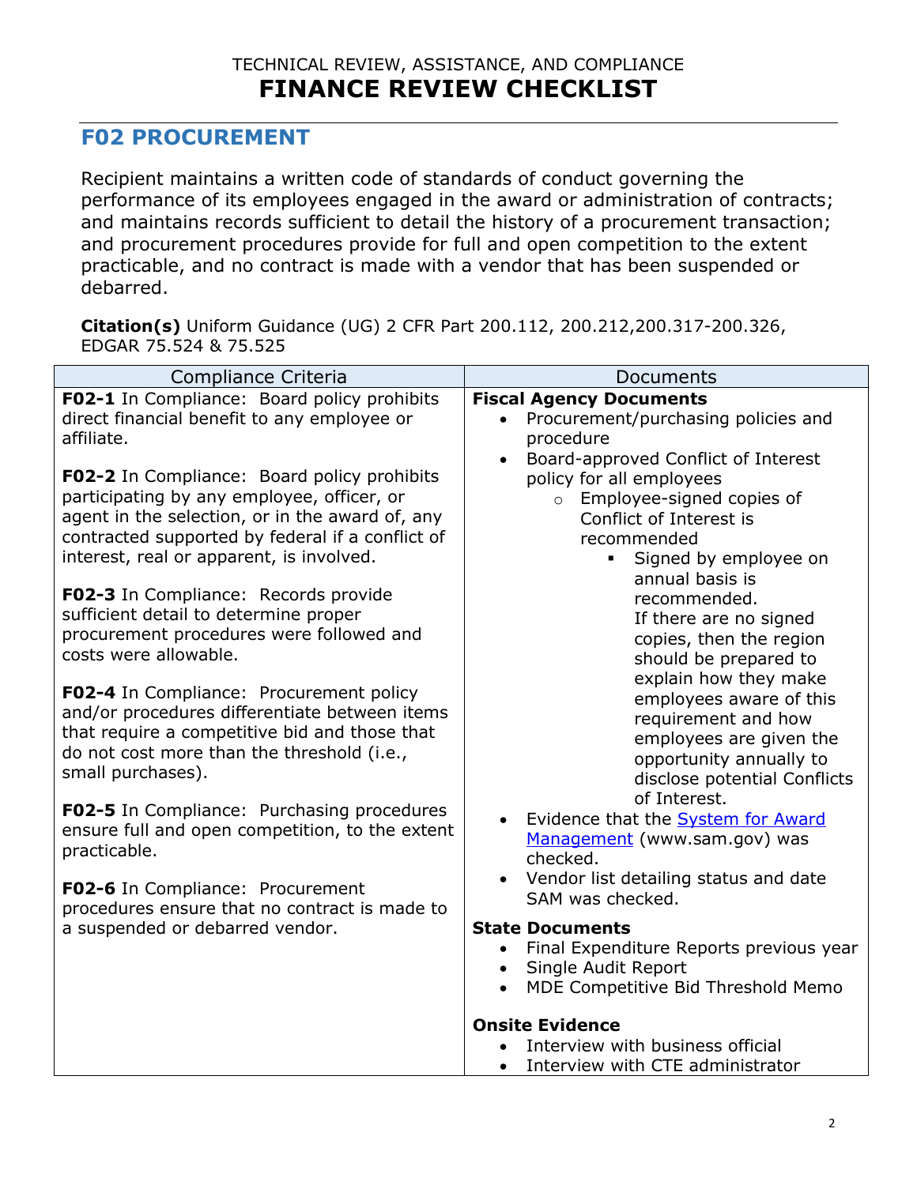TECHNICAL REVIEW, ASSISTANCE, AND COMPLIANCE

# FINANCE REVIEW CHECKLIST

## F02 PROCUREMENT

Recipient maintains a written code of standards of conduct governing the performance of its employees engaged in the award or administration of contracts; and maintains records sufficient to detail the history of a procurement transaction; and procurement procedures provide for full and open competition to the extent practicable, and no contract is made with a vendor that has been suspended or debarred.

**Citation(s)** Uniform Guidance (UG) 2 CFR Part 200.112, 200.212,200.317-200.326, EDGAR 75.524 & 75.525

| Compliance Criteria | Documents |
|---|---|
| **F02-1** In Compliance: Board policy prohibits direct financial benefit to any employee or affiliate.<br><br>**F02-2** In Compliance: Board policy prohibits participating by any employee, officer, or agent in the selection, or in the award of, any contracted supported by federal if a conflict of interest, real or apparent, is involved.<br><br>**F02-3** In Compliance: Records provide sufficient detail to determine proper procurement procedures were followed and costs were allowable.<br><br>**F02-4** In Compliance: Procurement policy and/or procedures differentiate between items that require a competitive bid and those that do not cost more than the threshold (i.e., small purchases).<br><br>**F02-5** In Compliance: Purchasing procedures ensure full and open competition, to the extent practicable.<br><br>**F02-6** In Compliance: Procurement procedures ensure that no contract is made to a suspended or debarred vendor. | **Fiscal Agency Documents**<br>• Procurement/purchasing policies and procedure<br>• Board-approved Conflict of Interest policy for all employees<br>&nbsp;&nbsp;○ Employee-signed copies of Conflict of Interest is recommended<br>&nbsp;&nbsp;&nbsp;&nbsp;▪ Signed by employee on annual basis is recommended. If there are no signed copies, then the region should be prepared to explain how they make employees aware of this requirement and how employees are given the opportunity annually to disclose potential Conflicts of Interest.<br>• Evidence that the [System for Award Management](https://www.sam.gov) (www.sam.gov) was checked.<br>• Vendor list detailing status and date SAM was checked.<br><br>**State Documents**<br>• Final Expenditure Reports previous year<br>• Single Audit Report<br>• MDE Competitive Bid Threshold Memo<br><br>**Onsite Evidence**<br>• Interview with business official<br>• Interview with CTE administrator |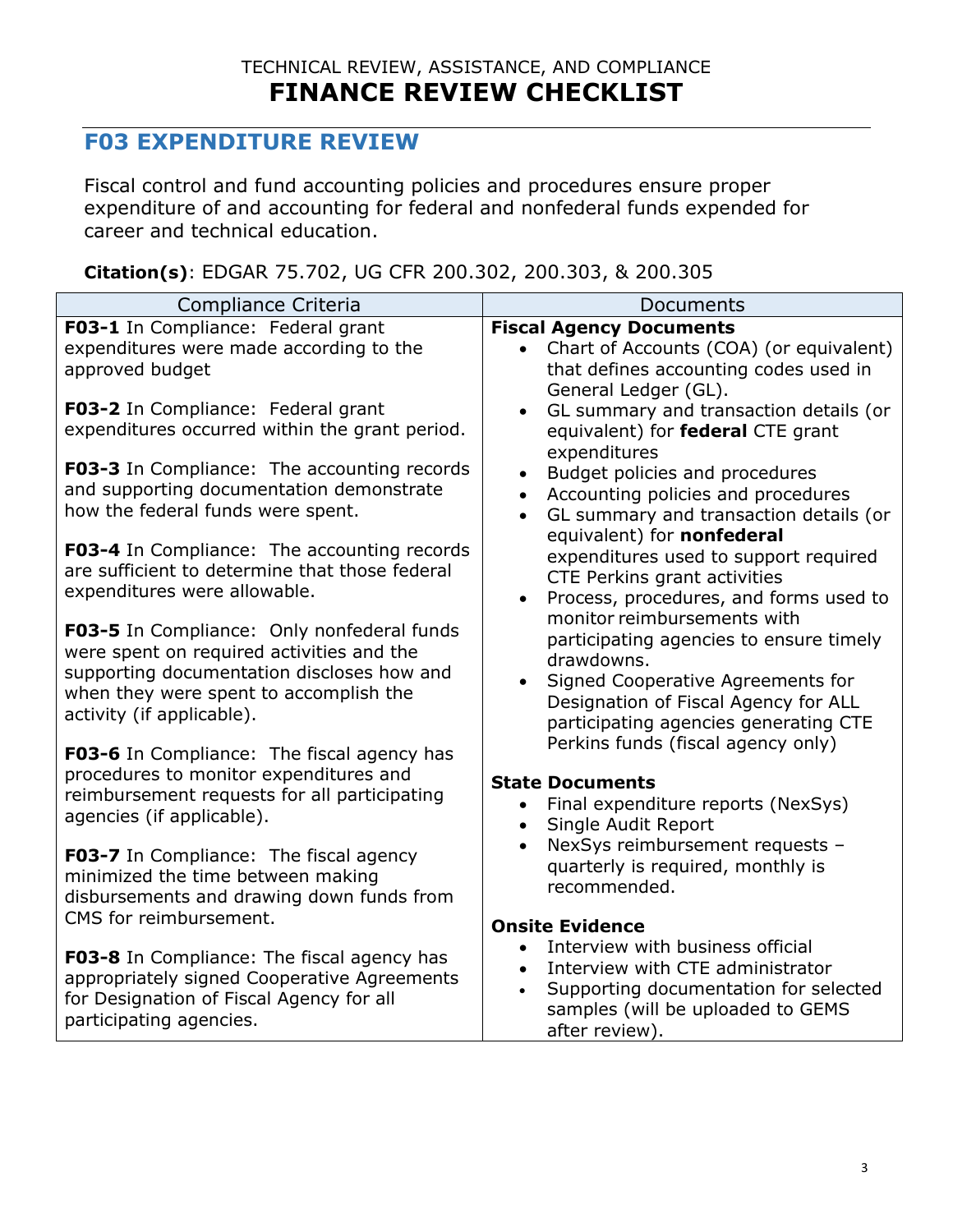TECHNICAL REVIEW, ASSISTANCE, AND COMPLIANCE

# FINANCE REVIEW CHECKLIST

## F03 EXPENDITURE REVIEW

Fiscal control and fund accounting policies and procedures ensure proper expenditure of and accounting for federal and nonfederal funds expended for career and technical education.

**Citation(s)**: EDGAR 75.702, UG CFR 200.302, 200.303, & 200.305

| Compliance Criteria | Documents |
| --- | --- |
| **F03-1** In Compliance: Federal grant expenditures were made according to the approved budget<br><br>**F03-2** In Compliance: Federal grant expenditures occurred within the grant period.<br><br>**F03-3** In Compliance: The accounting records and supporting documentation demonstrate how the federal funds were spent.<br><br>**F03-4** In Compliance: The accounting records are sufficient to determine that those federal expenditures were allowable.<br><br>**F03-5** In Compliance: Only nonfederal funds were spent on required activities and the supporting documentation discloses how and when they were spent to accomplish the activity (if applicable).<br><br>**F03-6** In Compliance: The fiscal agency has procedures to monitor expenditures and reimbursement requests for all participating agencies (if applicable).<br><br>**F03-7** In Compliance: The fiscal agency minimized the time between making disbursements and drawing down funds from CMS for reimbursement.<br><br>**F03-8** In Compliance: The fiscal agency has appropriately signed Cooperative Agreements for Designation of Fiscal Agency for all participating agencies. | **Fiscal Agency Documents**<br>• Chart of Accounts (COA) (or equivalent) that defines accounting codes used in General Ledger (GL).<br>• GL summary and transaction details (or equivalent) for **federal** CTE grant expenditures<br>• Budget policies and procedures<br>• Accounting policies and procedures<br>• GL summary and transaction details (or equivalent) for **nonfederal** expenditures used to support required CTE Perkins grant activities<br>• Process, procedures, and forms used to monitor reimbursements with participating agencies to ensure timely drawdowns.<br>• Signed Cooperative Agreements for Designation of Fiscal Agency for ALL participating agencies generating CTE Perkins funds (fiscal agency only)<br><br>**State Documents**<br>• Final expenditure reports (NexSys)<br>• Single Audit Report<br>• NexSys reimbursement requests – quarterly is required, monthly is recommended.<br><br>**Onsite Evidence**<br>• Interview with business official<br>• Interview with CTE administrator<br>• Supporting documentation for selected samples (will be uploaded to GEMS after review). |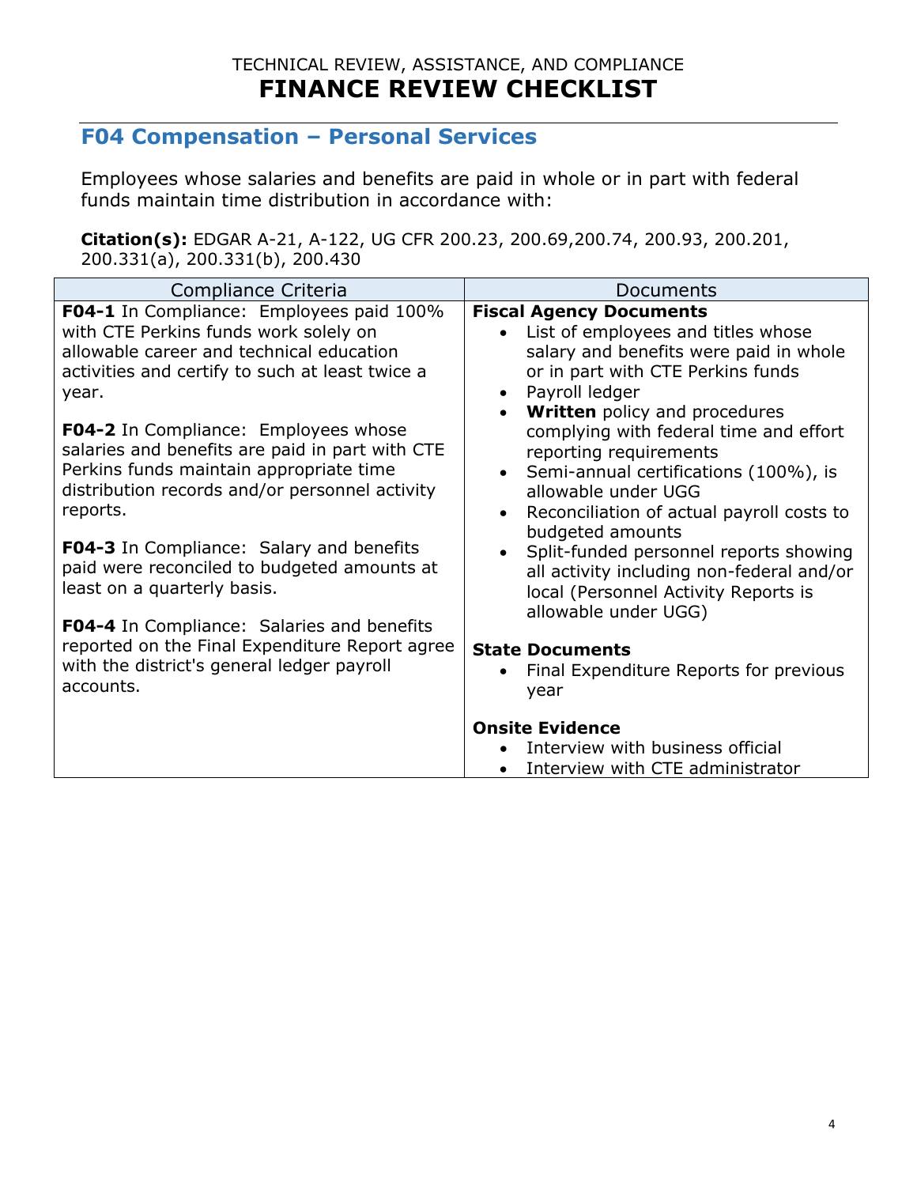TECHNICAL REVIEW, ASSISTANCE, AND COMPLIANCE

# FINANCE REVIEW CHECKLIST

## F04 Compensation – Personal Services

Employees whose salaries and benefits are paid in whole or in part with federal funds maintain time distribution in accordance with:

**Citation(s):** EDGAR A-21, A-122, UG CFR 200.23, 200.69,200.74, 200.93, 200.201, 200.331(a), 200.331(b), 200.430

| Compliance Criteria | Documents |
|---|---|
| **F04-1** In Compliance: Employees paid 100% with CTE Perkins funds work solely on allowable career and technical education activities and certify to such at least twice a year.<br><br>**F04-2** In Compliance: Employees whose salaries and benefits are paid in part with CTE Perkins funds maintain appropriate time distribution records and/or personnel activity reports.<br><br>**F04-3** In Compliance: Salary and benefits paid were reconciled to budgeted amounts at least on a quarterly basis.<br><br>**F04-4** In Compliance: Salaries and benefits reported on the Final Expenditure Report agree with the district's general ledger payroll accounts. | **Fiscal Agency Documents**<br>• List of employees and titles whose salary and benefits were paid in whole or in part with CTE Perkins funds<br>• Payroll ledger<br>• **Written** policy and procedures complying with federal time and effort reporting requirements<br>• Semi-annual certifications (100%), is allowable under UGG<br>• Reconciliation of actual payroll costs to budgeted amounts<br>• Split-funded personnel reports showing all activity including non-federal and/or local (Personnel Activity Reports is allowable under UGG)<br><br>**State Documents**<br>• Final Expenditure Reports for previous year<br><br>**Onsite Evidence**<br>• Interview with business official<br>• Interview with CTE administrator |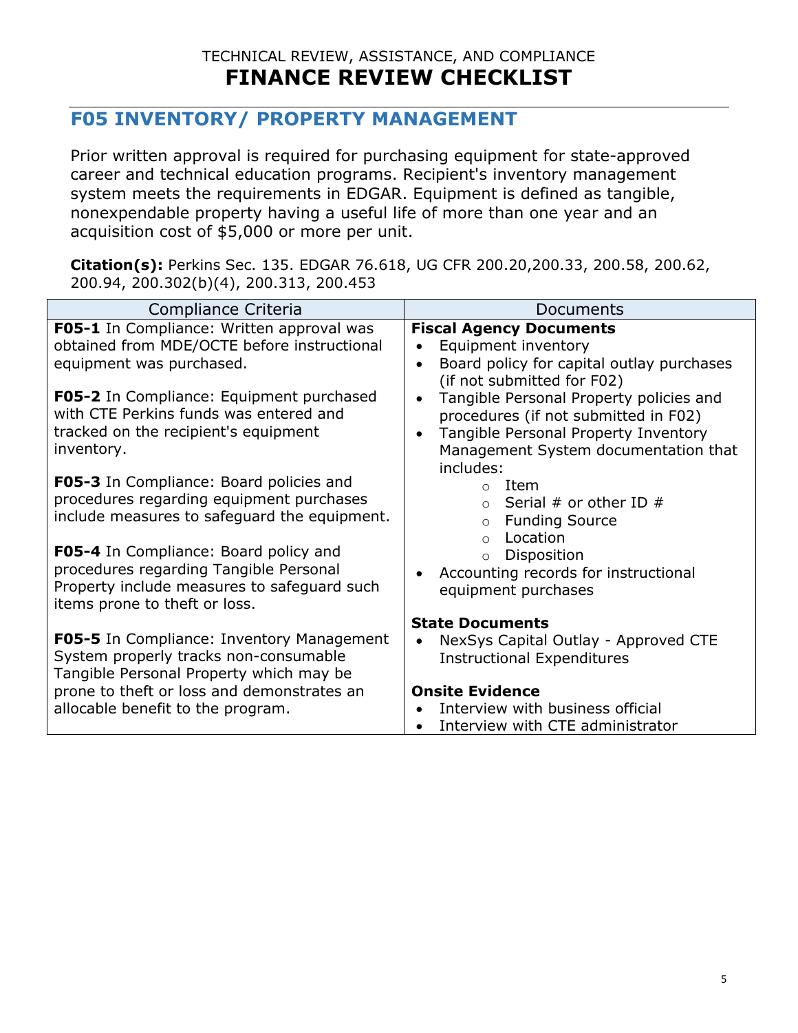TECHNICAL REVIEW, ASSISTANCE, AND COMPLIANCE

# FINANCE REVIEW CHECKLIST

## F05 INVENTORY/ PROPERTY MANAGEMENT

Prior written approval is required for purchasing equipment for state-approved career and technical education programs. Recipient's inventory management system meets the requirements in EDGAR. Equipment is defined as tangible, nonexpendable property having a useful life of more than one year and an acquisition cost of $5,000 or more per unit.

**Citation(s):** Perkins Sec. 135. EDGAR 76.618, UG CFR 200.20,200.33, 200.58, 200.62, 200.94, 200.302(b)(4), 200.313, 200.453

| Compliance Criteria | Documents |
|---|---|
| **F05-1** In Compliance: Written approval was obtained from MDE/OCTE before instructional equipment was purchased.<br><br>**F05-2** In Compliance: Equipment purchased with CTE Perkins funds was entered and tracked on the recipient's equipment inventory.<br><br>**F05-3** In Compliance: Board policies and procedures regarding equipment purchases include measures to safeguard the equipment.<br><br>**F05-4** In Compliance: Board policy and procedures regarding Tangible Personal Property include measures to safeguard such items prone to theft or loss.<br><br>**F05-5** In Compliance: Inventory Management System properly tracks non-consumable Tangible Personal Property which may be prone to theft or loss and demonstrates an allocable benefit to the program. | **Fiscal Agency Documents**<br>• Equipment inventory<br>• Board policy for capital outlay purchases (if not submitted for F02)<br>• Tangible Personal Property policies and procedures (if not submitted in F02)<br>• Tangible Personal Property Inventory Management System documentation that includes:<br>  ○ Item<br>  ○ Serial # or other ID #<br>  ○ Funding Source<br>  ○ Location<br>  ○ Disposition<br>• Accounting records for instructional equipment purchases<br><br>**State Documents**<br>• NexSys Capital Outlay - Approved CTE Instructional Expenditures<br><br>**Onsite Evidence**<br>• Interview with business official<br>• Interview with CTE administrator |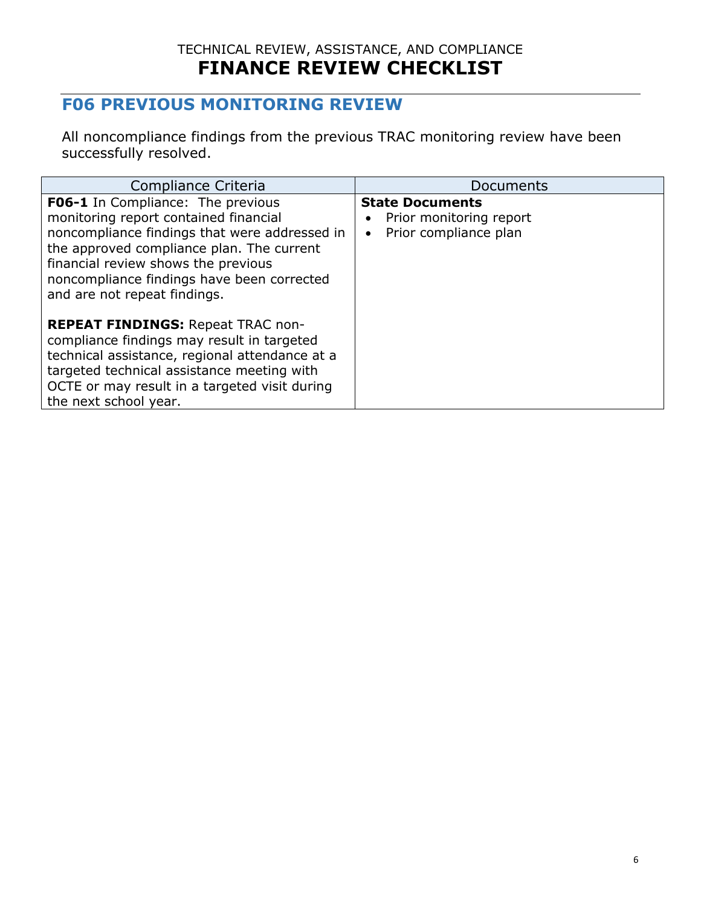TECHNICAL REVIEW, ASSISTANCE, AND COMPLIANCE

# FINANCE REVIEW CHECKLIST

## F06 PREVIOUS MONITORING REVIEW

All noncompliance findings from the previous TRAC monitoring review have been successfully resolved.

| Compliance Criteria | Documents |
| --- | --- |
| **F06-1** In Compliance: The previous monitoring report contained financial noncompliance findings that were addressed in the approved compliance plan. The current financial review shows the previous noncompliance findings have been corrected and are not repeat findings.<br><br>**REPEAT FINDINGS:** Repeat TRAC non-compliance findings may result in targeted technical assistance, regional attendance at a targeted technical assistance meeting with OCTE or may result in a targeted visit during the next school year. | **State Documents**<br>• Prior monitoring report<br>• Prior compliance plan |